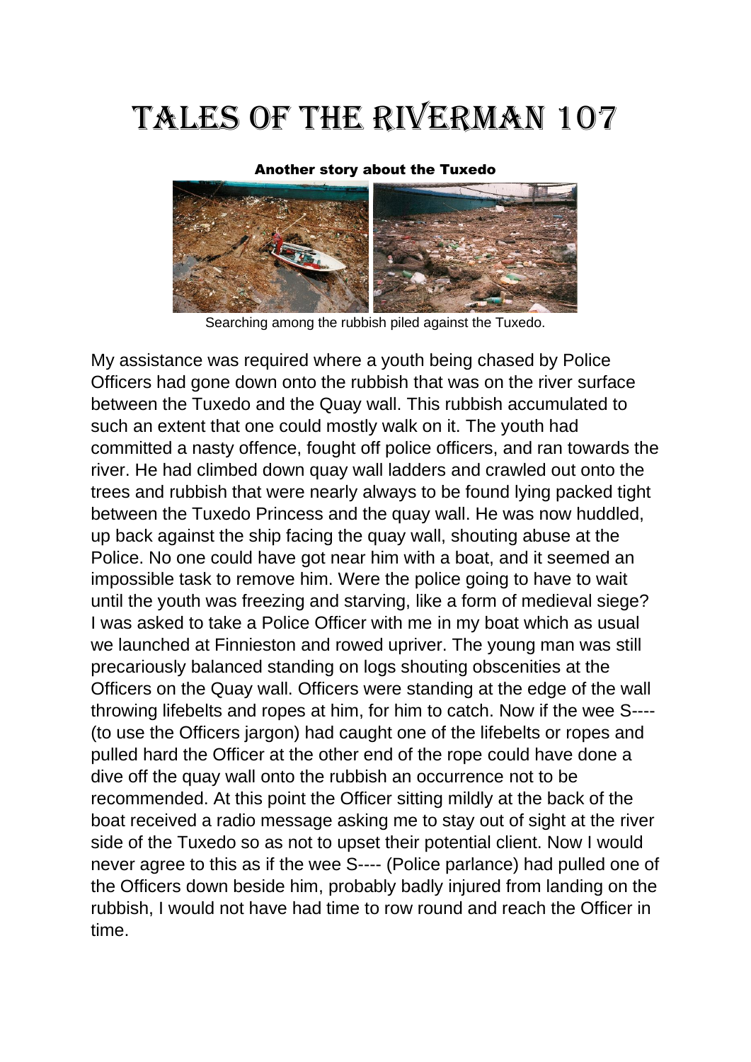# Tales of the Riverman 107

**Another story about the Tuxedo**

Searching among the rubbish piled against the Tuxedo.

My assistance was required where a youth being chased by Police Officers had gone down onto the rubbish that was on the river surface between the Tuxedo and the Quay wall. This rubbish accumulated to such an extent that one could mostly walk on it. The youth had committed a nasty offence, fought off police officers, and ran towards the river. He had climbed down quay wall ladders and crawled out onto the trees and rubbish that were nearly always to be found lying packed tight between the Tuxedo Princess and the quay wall. He was now huddled, up back against the ship facing the quay wall, shouting abuse at the Police. No one could have got near him with a boat, and it seemed an impossible task to remove him. Were the police going to have to wait until the youth was freezing and starving, like a form of medieval siege? I was asked to take a Police Officer with me in my boat which as usual we launched at Finnieston and rowed upriver. The young man was still precariously balanced standing on logs shouting obscenities at the Officers on the Quay wall. Officers were standing at the edge of the wall throwing lifebelts and ropes at him, for him to catch. Now if the wee S---- (to use the Officers jargon) had caught one of the lifebelts or ropes and pulled hard the Officer at the other end of the rope could have done a dive off the quay wall onto the rubbish an occurrence not to be recommended. At this point the Officer sitting mildly at the back of the boat received a radio message asking me to stay out of sight at the river side of the Tuxedo so as not to upset their potential client. Now I would never agree to this as if the wee S---- (Police parlance) had pulled one of the Officers down beside him, probably badly injured from landing on the rubbish, I would not have had time to row round and reach the Officer in time.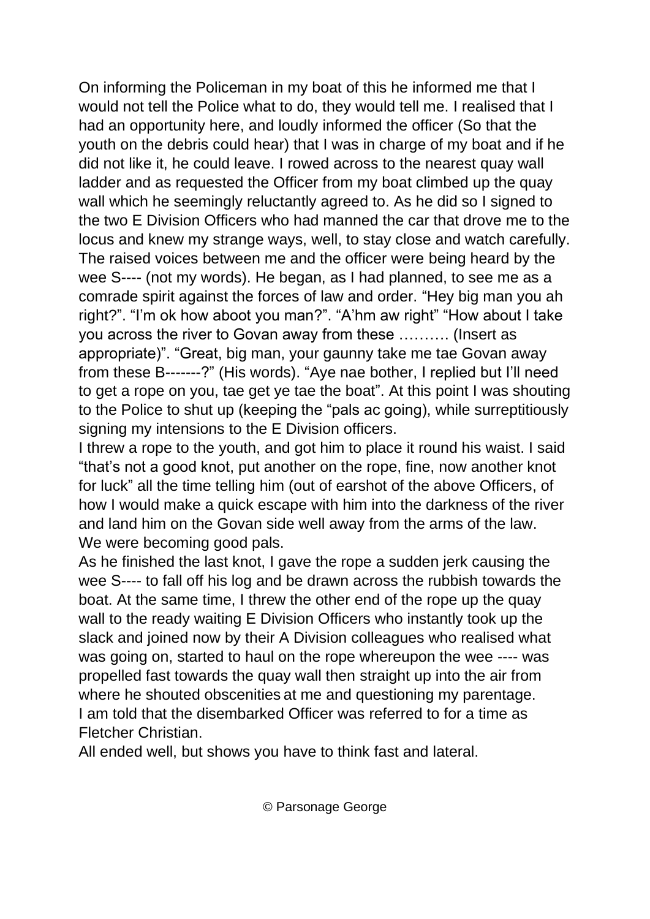On informing the Policeman in my boat of this he informed me that I would not tell the Police what to do, they would tell me. I realised that I had an opportunity here, and loudly informed the officer (So that the youth on the debris could hear) that I was in charge of my boat and if he did not like it, he could leave. I rowed across to the nearest quay wall ladder and as requested the Officer from my boat climbed up the quay wall which he seemingly reluctantly agreed to. As he did so I signed to the two E Division Officers who had manned the car that drove me to the locus and knew my strange ways, well, to stay close and watch carefully. The raised voices between me and the officer were being heard by the wee S---- (not my words). He began, as I had planned, to see me as a comrade spirit against the forces of law and order. "Hey big man you ah right?". "I'm ok how aboot you man?". "A'hm aw right" "How about I take you across the river to Govan away from these ………. (Insert as appropriate)". "Great, big man, your gaunny take me tae Govan away from these B-------?" (His words). "Aye nae bother, I replied but I'll need to get a rope on you, tae get ye tae the boat". At this point I was shouting to the Police to shut up (keeping the "pals ac going), while surreptitiously signing my intensions to the E Division officers.

I threw a rope to the youth, and got him to place it round his waist. I said "that's not a good knot, put another on the rope, fine, now another knot for luck" all the time telling him (out of earshot of the above Officers, of how I would make a quick escape with him into the darkness of the river and land him on the Govan side well away from the arms of the law.

We were becoming good pals.

As he finished the last knot, I gave the rope a sudden jerk causing the wee S---- to fall off his log and be drawn across the rubbish towards the boat. At the same time, I threw the other end of the rope up the quay wall to the ready waiting E Division Officers who instantly took up the slack and joined now by their A Division colleagues who realised what was going on, started to haul on the rope whereupon the wee ---- was propelled fast towards the quay wall then straight up into the air from where he shouted obscenities at me and questioning my parentage.

I am told that the disembarked Officer was referred to for a time as Fletcher Christian.

All ended well, but shows you have to think fast and lateral.

© Parsonage George